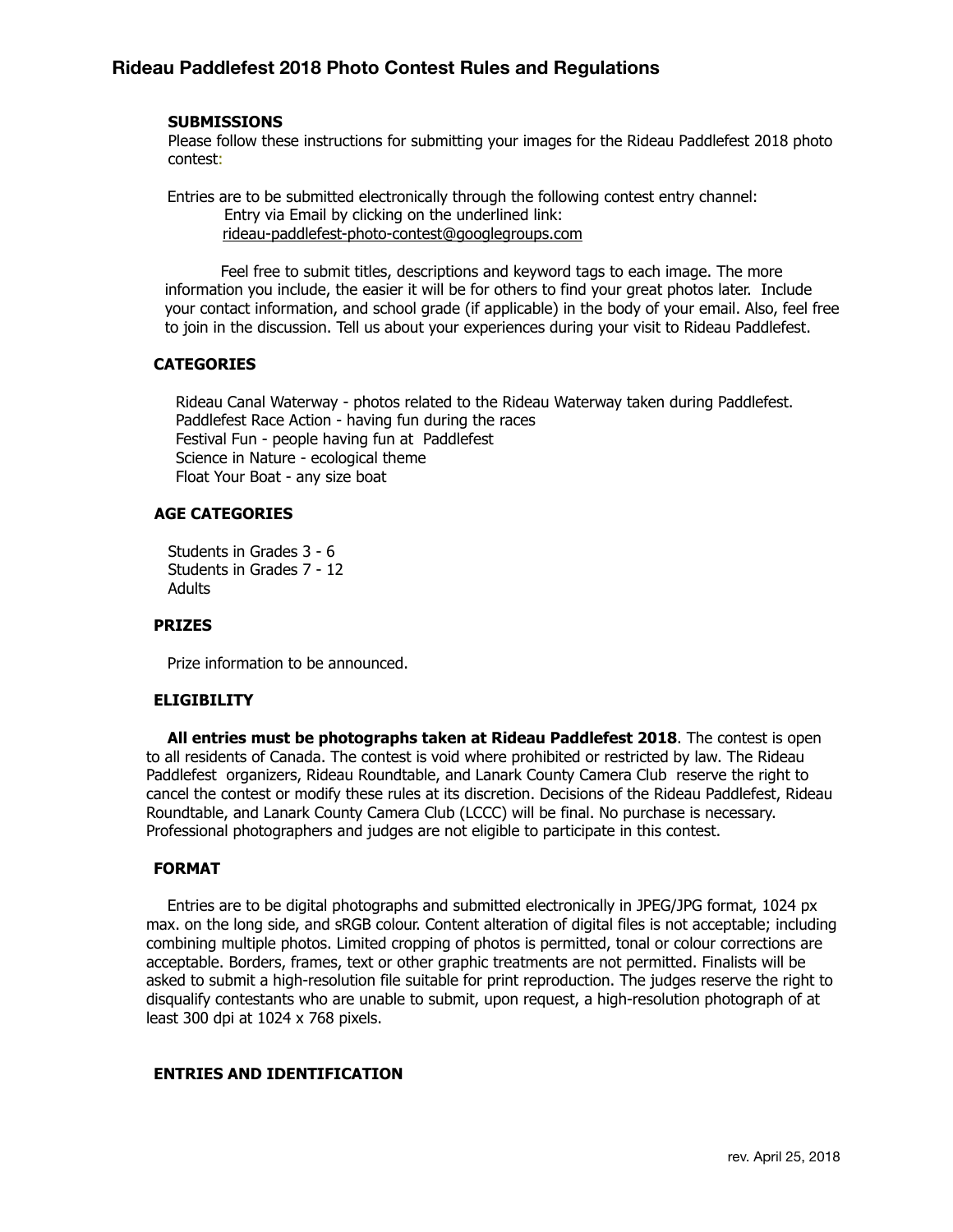# Rideau Paddlefest 2018 Photo Contest Rules and Regulations

**SUBMISSIONS**

Please follow these instructions for submitting your images for the Rideau Paddlefest 2018 photo contest:

Entries are to be submitted electronically through the following contest entry channel:

Entry via Email by clicking on the underlined link:
rideau-paddlefest-photo-contest@googlegroups.com

Feel free to submit titles, descriptions and keyword tags to each image. The more information you include, the easier it will be for others to find your great photos later. Include your contact information, and school grade (if applicable) in the body of your email. Also, feel free to join in the discussion. Tell us about your experiences during your visit to Rideau Paddlefest.

**CATEGORIES**

Rideau Canal Waterway - photos related to the Rideau Waterway taken during Paddlefest.
Paddlefest Race Action - having fun during the races
Festival Fun - people having fun at Paddlefest
Science in Nature - ecological theme
Float Your Boat - any size boat

**AGE CATEGORIES**

Students in Grades 3 - 6
Students in Grades 7 - 12
Adults

**PRIZES**

Prize information to be announced.

**ELIGIBILITY**

**All entries must be photographs taken at Rideau Paddlefest 2018**. The contest is open to all residents of Canada. The contest is void where prohibited or restricted by law. The Rideau Paddlefest organizers, Rideau Roundtable, and Lanark County Camera Club reserve the right to cancel the contest or modify these rules at its discretion. Decisions of the Rideau Paddlefest, Rideau Roundtable, and Lanark County Camera Club (LCCC) will be final. No purchase is necessary. Professional photographers and judges are not eligible to participate in this contest.

**FORMAT**

Entries are to be digital photographs and submitted electronically in JPEG/JPG format, 1024 px max. on the long side, and sRGB colour. Content alteration of digital files is not acceptable; including combining multiple photos. Limited cropping of photos is permitted, tonal or colour corrections are acceptable. Borders, frames, text or other graphic treatments are not permitted. Finalists will be asked to submit a high-resolution file suitable for print reproduction. The judges reserve the right to disqualify contestants who are unable to submit, upon request, a high-resolution photograph of at least 300 dpi at 1024 x 768 pixels.

**ENTRIES AND IDENTIFICATION**

rev. April 25, 2018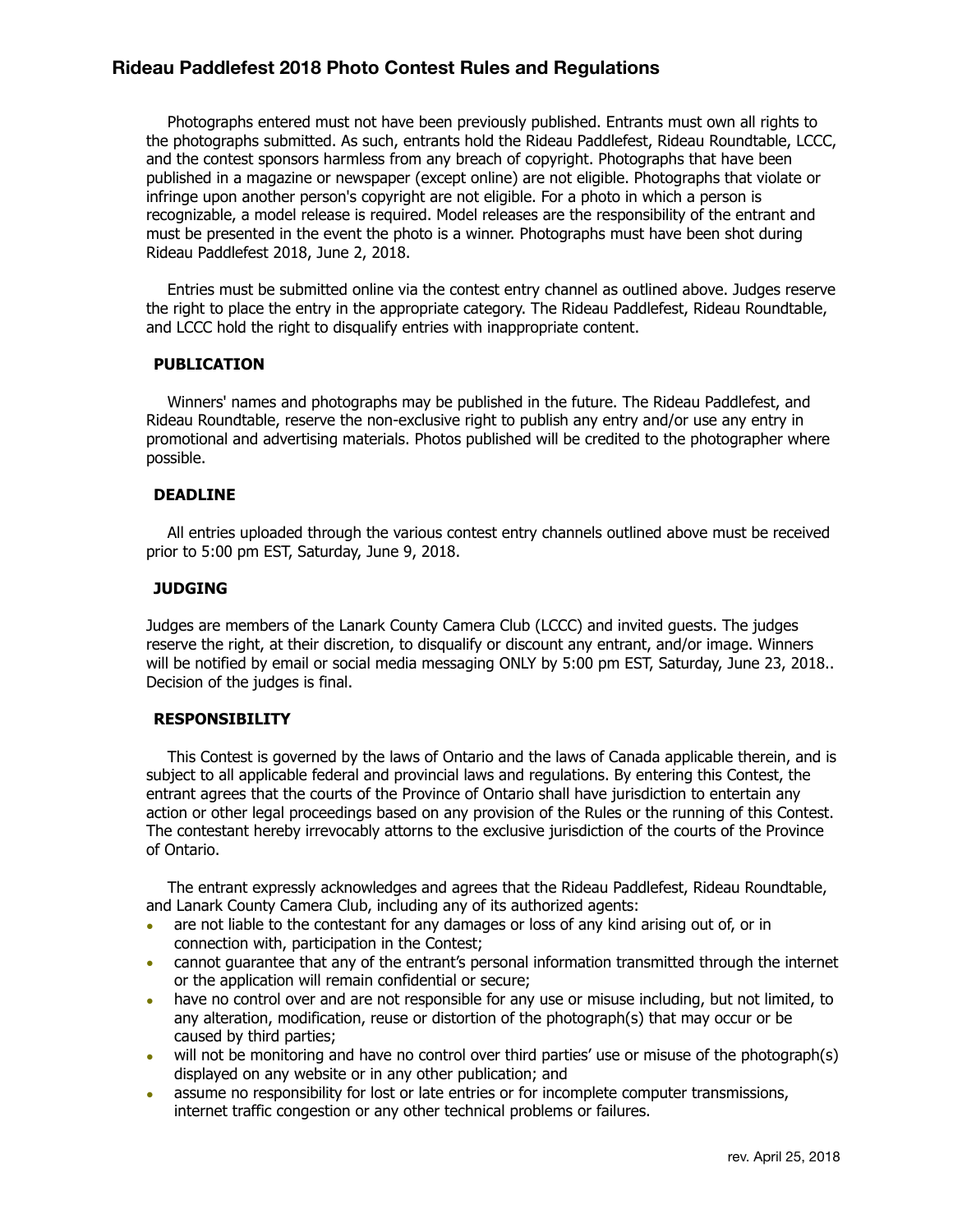Photographs entered must not have been previously published. Entrants must own all rights to the photographs submitted. As such, entrants hold the Rideau Paddlefest, Rideau Roundtable, LCCC, and the contest sponsors harmless from any breach of copyright. Photographs that have been published in a magazine or newspaper (except online) are not eligible. Photographs that violate or infringe upon another person's copyright are not eligible. For a photo in which a person is recognizable, a model release is required. Model releases are the responsibility of the entrant and must be presented in the event the photo is a winner. Photographs must have been shot during Rideau Paddlefest 2018, June 2, 2018.

Entries must be submitted online via the contest entry channel as outlined above. Judges reserve the right to place the entry in the appropriate category. The Rideau Paddlefest, Rideau Roundtable, and LCCC hold the right to disqualify entries with inappropriate content.

## PUBLICATION

Winners' names and photographs may be published in the future. The Rideau Paddlefest, and Rideau Roundtable, reserve the non-exclusive right to publish any entry and/or use any entry in promotional and advertising materials. Photos published will be credited to the photographer where possible.

## DEADLINE

All entries uploaded through the various contest entry channels outlined above must be received prior to 5:00 pm EST, Saturday, June 9, 2018.

## JUDGING

Judges are members of the Lanark County Camera Club (LCCC) and invited guests. The judges reserve the right, at their discretion, to disqualify or discount any entrant, and/or image. Winners will be notified by email or social media messaging ONLY by 5:00 pm EST, Saturday, June 23, 2018.. Decision of the judges is final.

## RESPONSIBILITY

This Contest is governed by the laws of Ontario and the laws of Canada applicable therein, and is subject to all applicable federal and provincial laws and regulations. By entering this Contest, the entrant agrees that the courts of the Province of Ontario shall have jurisdiction to entertain any action or other legal proceedings based on any provision of the Rules or the running of this Contest. The contestant hereby irrevocably attorns to the exclusive jurisdiction of the courts of the Province of Ontario.

The entrant expressly acknowledges and agrees that the Rideau Paddlefest, Rideau Roundtable, and Lanark County Camera Club, including any of its authorized agents:

- are not liable to the contestant for any damages or loss of any kind arising out of, or in connection with, participation in the Contest;
- cannot guarantee that any of the entrant's personal information transmitted through the internet or the application will remain confidential or secure;
- have no control over and are not responsible for any use or misuse including, but not limited, to any alteration, modification, reuse or distortion of the photograph(s) that may occur or be caused by third parties;
- will not be monitoring and have no control over third parties' use or misuse of the photograph(s) displayed on any website or in any other publication; and
- assume no responsibility for lost or late entries or for incomplete computer transmissions, internet traffic congestion or any other technical problems or failures.

rev. April 25, 2018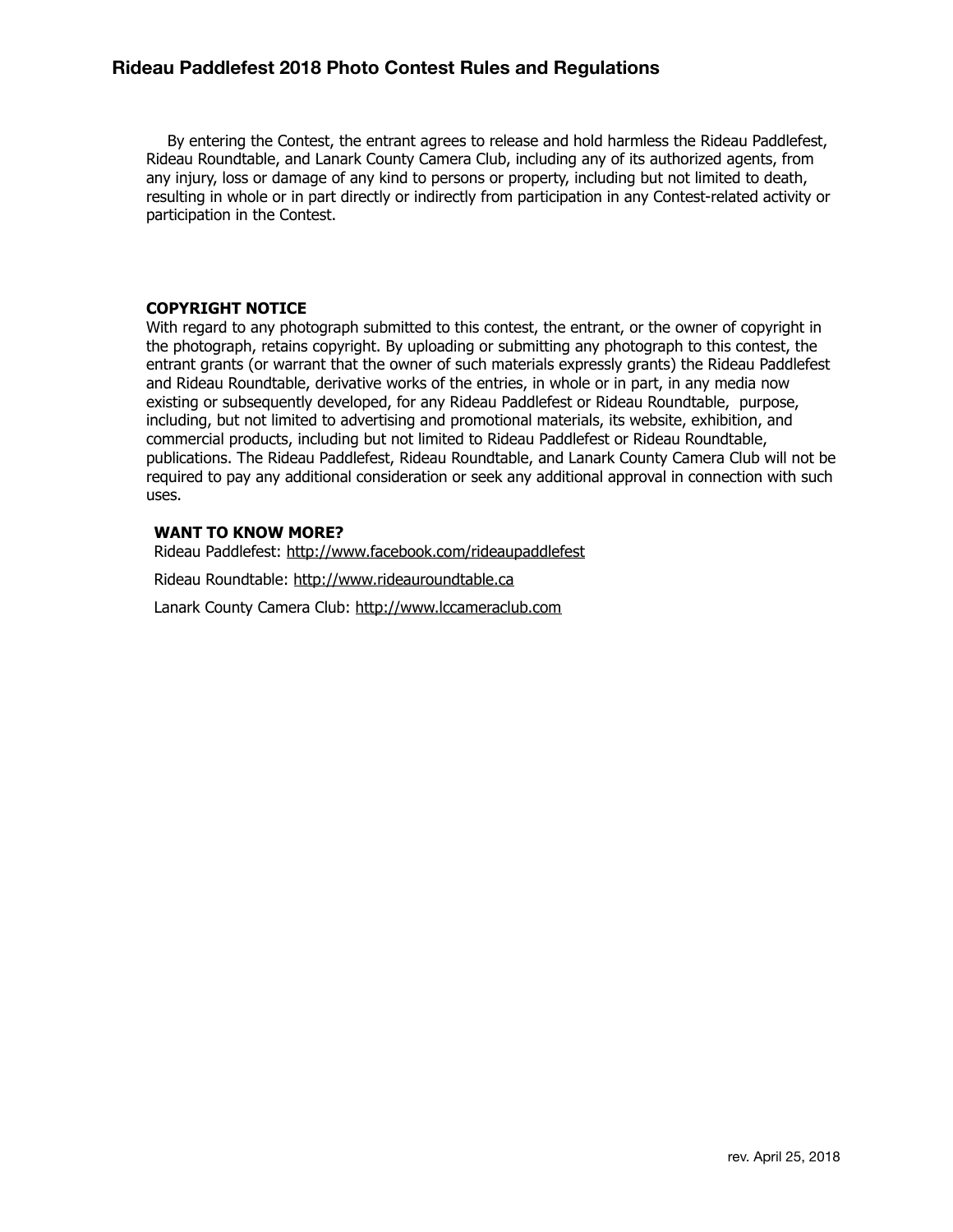By entering the Contest, the entrant agrees to release and hold harmless the Rideau Paddlefest, Rideau Roundtable, and Lanark County Camera Club, including any of its authorized agents, from any injury, loss or damage of any kind to persons or property, including but not limited to death, resulting in whole or in part directly or indirectly from participation in any Contest-related activity or participation in the Contest.

**COPYRIGHT NOTICE**

With regard to any photograph submitted to this contest, the entrant, or the owner of copyright in the photograph, retains copyright. By uploading or submitting any photograph to this contest, the entrant grants (or warrant that the owner of such materials expressly grants) the Rideau Paddlefest and Rideau Roundtable, derivative works of the entries, in whole or in part, in any media now existing or subsequently developed, for any Rideau Paddlefest or Rideau Roundtable, purpose, including, but not limited to advertising and promotional materials, its website, exhibition, and commercial products, including but not limited to Rideau Paddlefest or Rideau Roundtable, publications. The Rideau Paddlefest, Rideau Roundtable, and Lanark County Camera Club will not be required to pay any additional consideration or seek any additional approval in connection with such uses.

**WANT TO KNOW MORE?**

Rideau Paddlefest: http://www.facebook.com/rideaupaddlefest

Rideau Roundtable: http://www.rideauroundtable.ca

Lanark County Camera Club: http://www.lccameraclub.com

rev. April 25, 2018